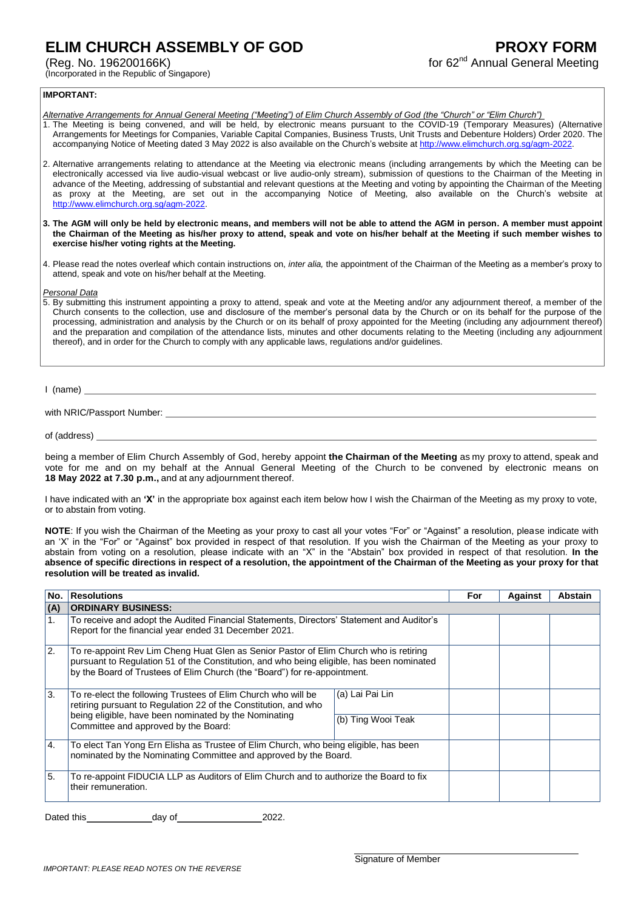# ELIM CHURCH ASSEMBLY OF GOD

(Reg. No. 196200166K)
(Incorporated in the Republic of Singapore)

# PROXY FORM

for 62nd Annual General Meeting

**IMPORTANT:**

*Alternative Arrangements for Annual General Meeting ("Meeting") of Elim Church Assembly of God (the "Church" or "Elim Church")*

1. The Meeting is being convened, and will be held, by electronic means pursuant to the COVID-19 (Temporary Measures) (Alternative Arrangements for Meetings for Companies, Variable Capital Companies, Business Trusts, Unit Trusts and Debenture Holders) Order 2020. The accompanying Notice of Meeting dated 3 May 2022 is also available on the Church's website at http://www.elimchurch.org.sg/agm-2022.

2. Alternative arrangements relating to attendance at the Meeting via electronic means (including arrangements by which the Meeting can be electronically accessed via live audio-visual webcast or live audio-only stream), submission of questions to the Chairman of the Meeting in advance of the Meeting, addressing of substantial and relevant questions at the Meeting and voting by appointing the Chairman of the Meeting as proxy at the Meeting, are set out in the accompanying Notice of Meeting, also available on the Church's website at http://www.elimchurch.org.sg/agm-2022.

3. **The AGM will only be held by electronic means, and members will not be able to attend the AGM in person. A member must appoint the Chairman of the Meeting as his/her proxy to attend, speak and vote on his/her behalf at the Meeting if such member wishes to exercise his/her voting rights at the Meeting.**

4. Please read the notes overleaf which contain instructions on, *inter alia,* the appointment of the Chairman of the Meeting as a member's proxy to attend, speak and vote on his/her behalf at the Meeting.

*Personal Data*

5. By submitting this instrument appointing a proxy to attend, speak and vote at the Meeting and/or any adjournment thereof, a member of the Church consents to the collection, use and disclosure of the member's personal data by the Church or on its behalf for the purpose of the processing, administration and analysis by the Church or on its behalf of proxy appointed for the Meeting (including any adjournment thereof) and the preparation and compilation of the attendance lists, minutes and other documents relating to the Meeting (including any adjournment thereof), and in order for the Church to comply with any applicable laws, regulations and/or guidelines.

I (name) ____________________________________________

with NRIC/Passport Number: ____________________________________________

of (address) ____________________________________________

being a member of Elim Church Assembly of God, hereby appoint **the Chairman of the Meeting** as my proxy to attend, speak and vote for me and on my behalf at the Annual General Meeting of the Church to be convened by electronic means on **18 May 2022 at 7.30 p.m.,** and at any adjournment thereof.

I have indicated with an '**X'** in the appropriate box against each item below how I wish the Chairman of the Meeting as my proxy to vote, or to abstain from voting.

**NOTE**: If you wish the Chairman of the Meeting as your proxy to cast all your votes "For" or "Against" a resolution, please indicate with an 'X' in the "For" or "Against" box provided in respect of that resolution. If you wish the Chairman of the Meeting as your proxy to abstain from voting on a resolution, please indicate with an "X" in the "Abstain" box provided in respect of that resolution. **In the absence of specific directions in respect of a resolution, the appointment of the Chairman of the Meeting as your proxy for that resolution will be treated as invalid.**

| No. | Resolutions | | For | Against | Abstain |
|---|---|---|---|---|---|
| **(A)** | **ORDINARY BUSINESS:** | | | | |
| 1. | To receive and adopt the Audited Financial Statements, Directors' Statement and Auditor's Report for the financial year ended 31 December 2021. | | | | |
| 2. | To re-appoint Rev Lim Cheng Huat Glen as Senior Pastor of Elim Church who is retiring pursuant to Regulation 51 of the Constitution, and who being eligible, has been nominated by the Board of Trustees of Elim Church (the "Board") for re-appointment. | | | | |
| 3. | To re-elect the following Trustees of Elim Church who will be retiring pursuant to Regulation 22 of the Constitution, and who being eligible, have been nominated by the Nominating Committee and approved by the Board: | (a) Lai Pai Lin | | | |
| | | (b) Ting Wooi Teak | | | |
| 4. | To elect Tan Yong Ern Elisha as Trustee of Elim Church, who being eligible, has been nominated by the Nominating Committee and approved by the Board. | | | | |
| 5. | To re-appoint FIDUCIA LLP as Auditors of Elim Church and to authorize the Board to fix their remuneration. | | | | |

Dated this ____________ day of ________________ 2022.

Signature of Member

*IMPORTANT: PLEASE READ NOTES ON THE REVERSE*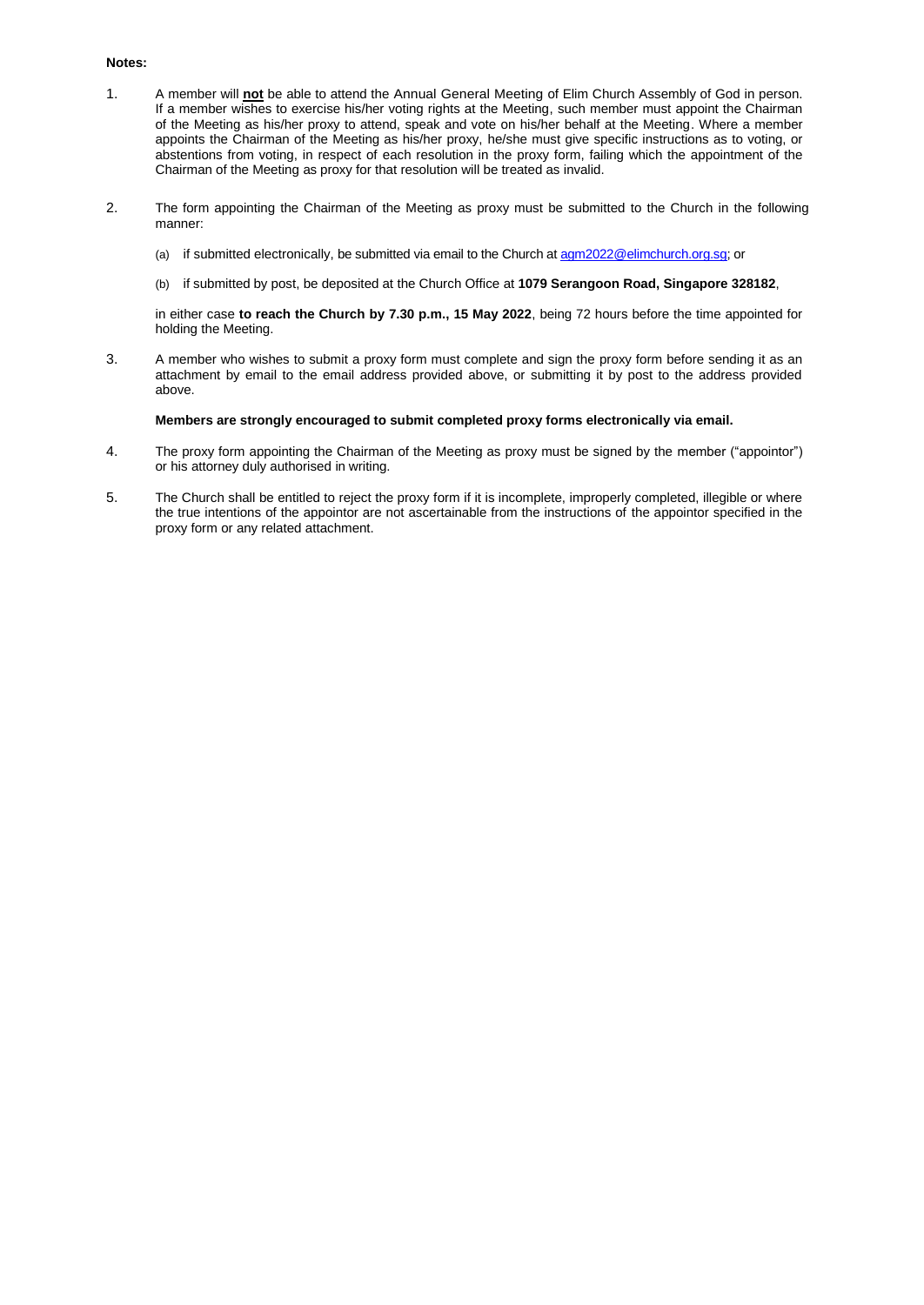**Notes:**

1. A member will **not** be able to attend the Annual General Meeting of Elim Church Assembly of God in person. If a member wishes to exercise his/her voting rights at the Meeting, such member must appoint the Chairman of the Meeting as his/her proxy to attend, speak and vote on his/her behalf at the Meeting. Where a member appoints the Chairman of the Meeting as his/her proxy, he/she must give specific instructions as to voting, or abstentions from voting, in respect of each resolution in the proxy form, failing which the appointment of the Chairman of the Meeting as proxy for that resolution will be treated as invalid.

2. The form appointing the Chairman of the Meeting as proxy must be submitted to the Church in the following manner:

   (a) if submitted electronically, be submitted via email to the Church at agm2022@elimchurch.org.sg; or

   (b) if submitted by post, be deposited at the Church Office at **1079 Serangoon Road, Singapore 328182**,

   in either case **to reach the Church by 7.30 p.m., 15 May 2022**, being 72 hours before the time appointed for holding the Meeting.

3. A member who wishes to submit a proxy form must complete and sign the proxy form before sending it as an attachment by email to the email address provided above, or submitting it by post to the address provided above.

   **Members are strongly encouraged to submit completed proxy forms electronically via email.**

4. The proxy form appointing the Chairman of the Meeting as proxy must be signed by the member ("appointor") or his attorney duly authorised in writing.

5. The Church shall be entitled to reject the proxy form if it is incomplete, improperly completed, illegible or where the true intentions of the appointor are not ascertainable from the instructions of the appointor specified in the proxy form or any related attachment.